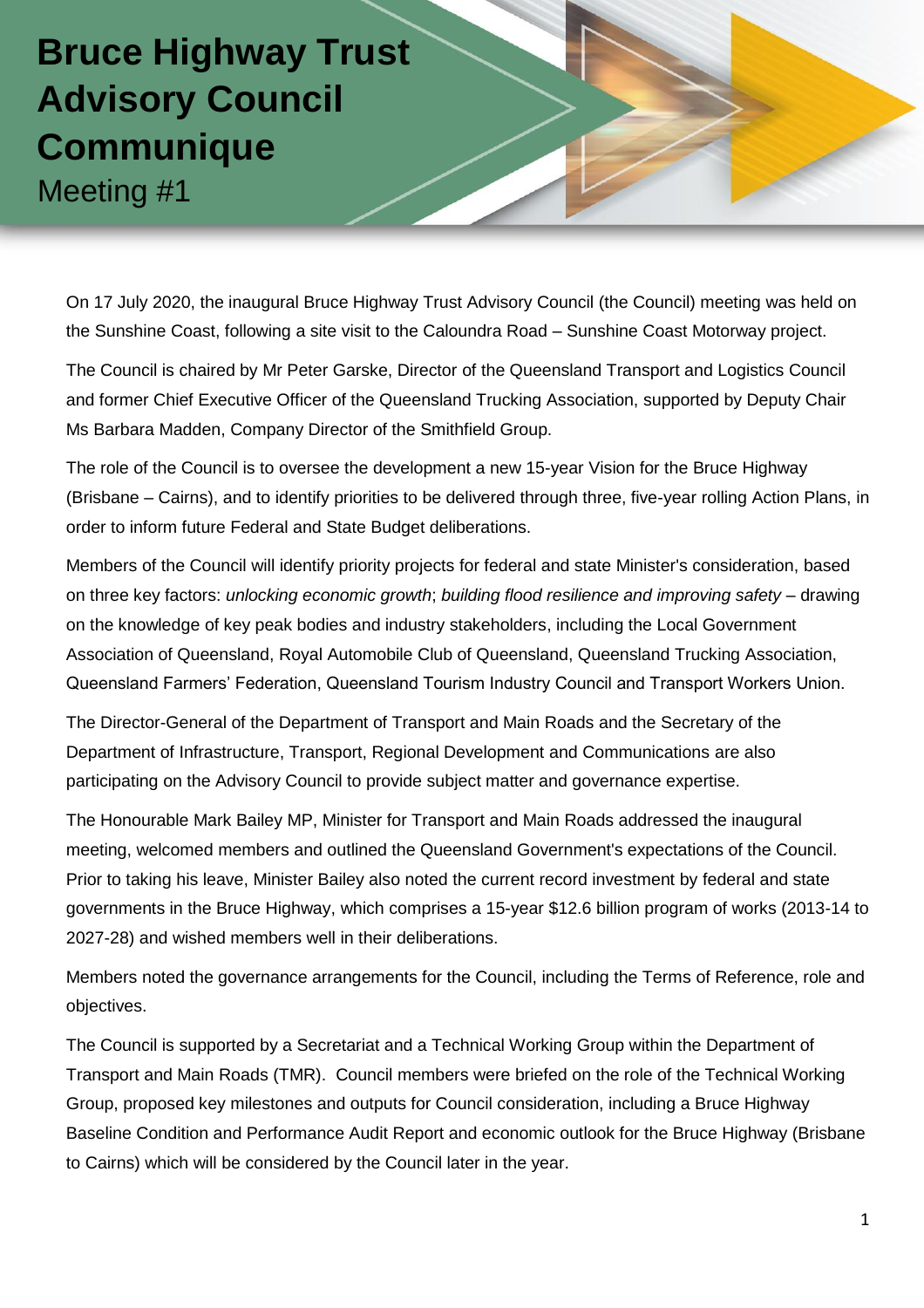# Bruce Highway Trust Advisory Council Communique

## Meeting #1

On 17 July 2020, the inaugural Bruce Highway Trust Advisory Council (the Council) meeting was held on the Sunshine Coast, following a site visit to the Caloundra Road – Sunshine Coast Motorway project.

The Council is chaired by Mr Peter Garske, Director of the Queensland Transport and Logistics Council and former Chief Executive Officer of the Queensland Trucking Association, supported by Deputy Chair Ms Barbara Madden, Company Director of the Smithfield Group.

The role of the Council is to oversee the development a new 15-year Vision for the Bruce Highway (Brisbane – Cairns), and to identify priorities to be delivered through three, five-year rolling Action Plans, in order to inform future Federal and State Budget deliberations.

Members of the Council will identify priority projects for federal and state Minister's consideration, based on three key factors: *unlocking economic growth*; *building flood resilience and improving safety* – drawing on the knowledge of key peak bodies and industry stakeholders, including the Local Government Association of Queensland, Royal Automobile Club of Queensland, Queensland Trucking Association, Queensland Farmers' Federation, Queensland Tourism Industry Council and Transport Workers Union.

The Director-General of the Department of Transport and Main Roads and the Secretary of the Department of Infrastructure, Transport, Regional Development and Communications are also participating on the Advisory Council to provide subject matter and governance expertise.

The Honourable Mark Bailey MP, Minister for Transport and Main Roads addressed the inaugural meeting, welcomed members and outlined the Queensland Government's expectations of the Council. Prior to taking his leave, Minister Bailey also noted the current record investment by federal and state governments in the Bruce Highway, which comprises a 15-year $12.6 billion program of works (2013-14 to 2027-28) and wished members well in their deliberations.

Members noted the governance arrangements for the Council, including the Terms of Reference, role and objectives.

The Council is supported by a Secretariat and a Technical Working Group within the Department of Transport and Main Roads (TMR). Council members were briefed on the role of the Technical Working Group, proposed key milestones and outputs for Council consideration, including a Bruce Highway Baseline Condition and Performance Audit Report and economic outlook for the Bruce Highway (Brisbane to Cairns) which will be considered by the Council later in the year.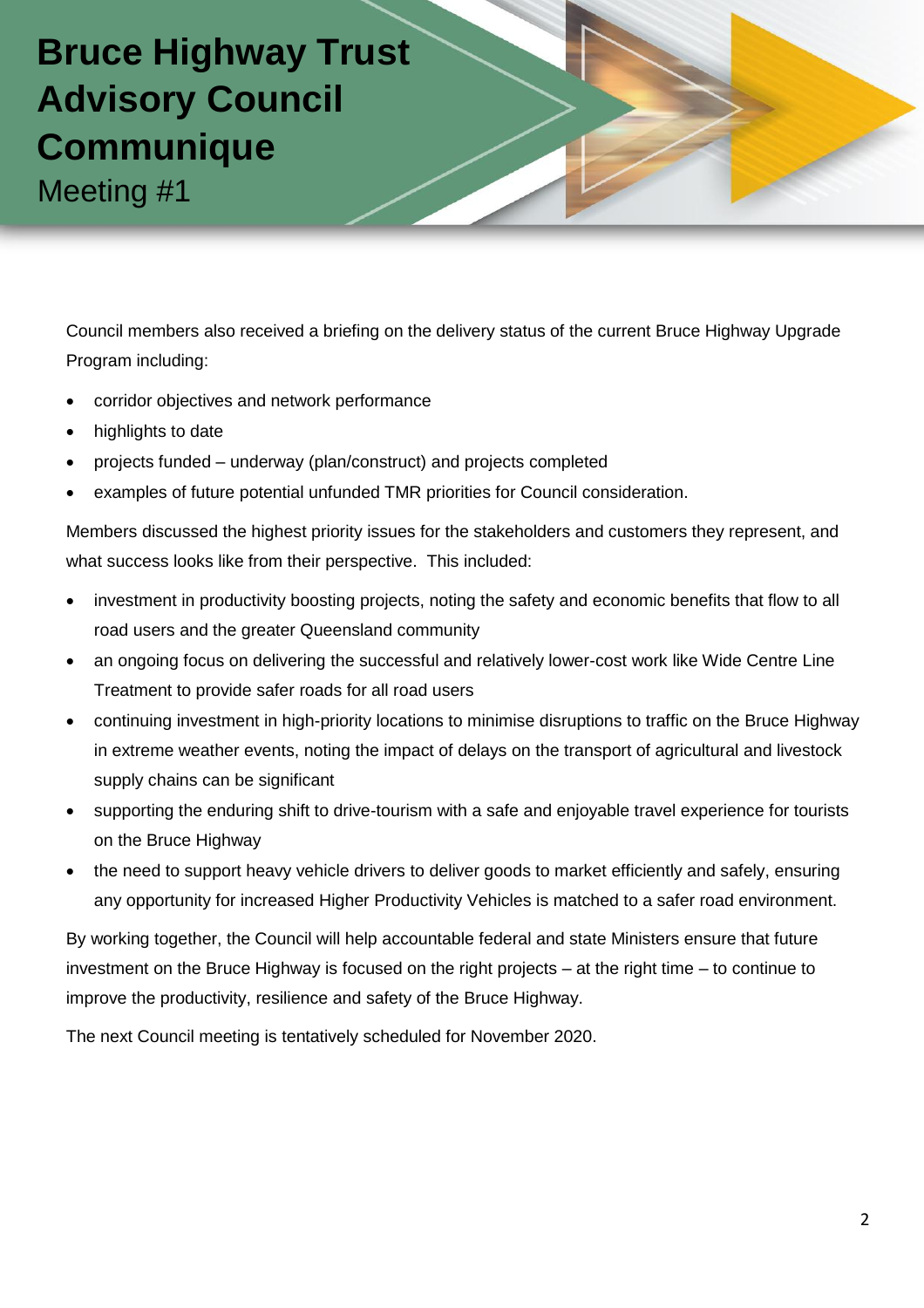Council members also received a briefing on the delivery status of the current Bruce Highway Upgrade Program including:

- corridor objectives and network performance
- highlights to date
- projects funded – underway (plan/construct) and projects completed
- examples of future potential unfunded TMR priorities for Council consideration.

Members discussed the highest priority issues for the stakeholders and customers they represent, and what success looks like from their perspective. This included:

- investment in productivity boosting projects, noting the safety and economic benefits that flow to all road users and the greater Queensland community
- an ongoing focus on delivering the successful and relatively lower-cost work like Wide Centre Line Treatment to provide safer roads for all road users
- continuing investment in high-priority locations to minimise disruptions to traffic on the Bruce Highway in extreme weather events, noting the impact of delays on the transport of agricultural and livestock supply chains can be significant
- supporting the enduring shift to drive-tourism with a safe and enjoyable travel experience for tourists on the Bruce Highway
- the need to support heavy vehicle drivers to deliver goods to market efficiently and safely, ensuring any opportunity for increased Higher Productivity Vehicles is matched to a safer road environment.

By working together, the Council will help accountable federal and state Ministers ensure that future investment on the Bruce Highway is focused on the right projects – at the right time – to continue to improve the productivity, resilience and safety of the Bruce Highway.

The next Council meeting is tentatively scheduled for November 2020.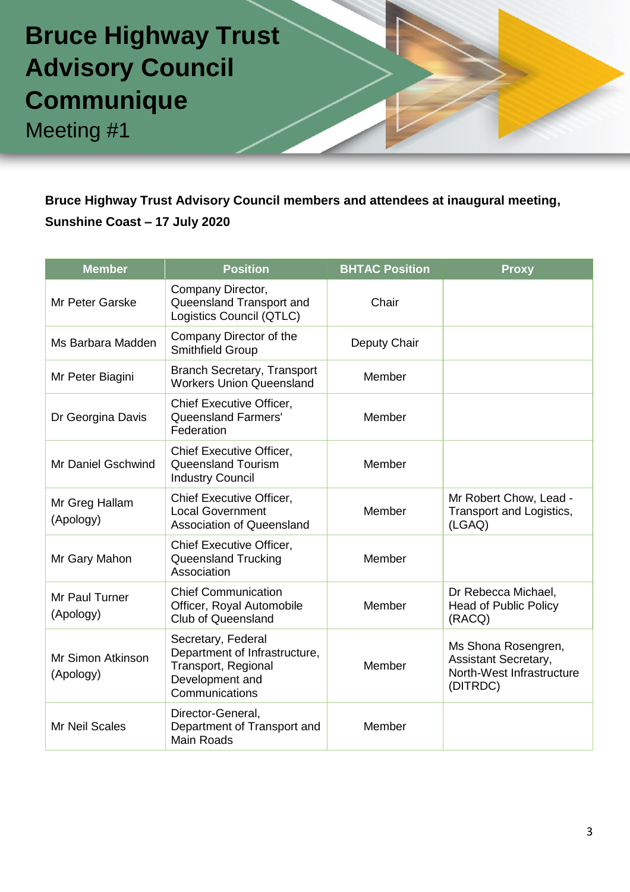# Bruce Highway Trust Advisory Council Communique

Meeting #1

**Bruce Highway Trust Advisory Council members and attendees at inaugural meeting, Sunshine Coast – 17 July 2020**

| Member | Position | BHTAC Position | Proxy |
|---|---|---|---|
| Mr Peter Garske | Company Director, Queensland Transport and Logistics Council (QTLC) | Chair | |
| Ms Barbara Madden | Company Director of the Smithfield Group | Deputy Chair | |
| Mr Peter Biagini | Branch Secretary, Transport Workers Union Queensland | Member | |
| Dr Georgina Davis | Chief Executive Officer, Queensland Farmers' Federation | Member | |
| Mr Daniel Gschwind | Chief Executive Officer, Queensland Tourism Industry Council | Member | |
| Mr Greg Hallam (Apology) | Chief Executive Officer, Local Government Association of Queensland | Member | Mr Robert Chow, Lead - Transport and Logistics, (LGAQ) |
| Mr Gary Mahon | Chief Executive Officer, Queensland Trucking Association | Member | |
| Mr Paul Turner (Apology) | Chief Communication Officer, Royal Automobile Club of Queensland | Member | Dr Rebecca Michael, Head of Public Policy (RACQ) |
| Mr Simon Atkinson (Apology) | Secretary, Federal Department of Infrastructure, Transport, Regional Development and Communications | Member | Ms Shona Rosengren, Assistant Secretary, North-West Infrastructure (DITRDC) |
| Mr Neil Scales | Director-General, Department of Transport and Main Roads | Member | |